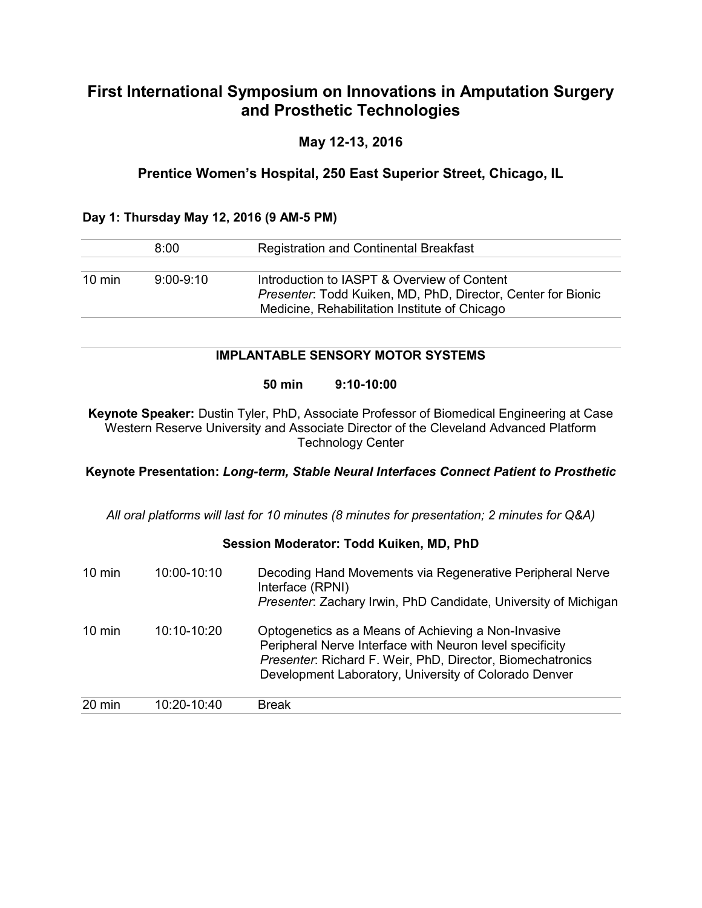# First International Symposium on Innovations in Amputation Surgery and Prosthetic Technologies

### May 12-13, 2016

### Prentice Women's Hospital, 250 East Superior Street, Chicago, IL

**Day 1: Thursday May 12, 2016 (9 AM-5 PM)**

| | | |
|---|---|---|
| | 8:00 | Registration and Continental Breakfast |
| 10 min | 9:00-9:10 | Introduction to IASPT & Overview of Content<br>*Presenter*: Todd Kuiken, MD, PhD, Director, Center for Bionic Medicine, Rehabilitation Institute of Chicago |

**IMPLANTABLE SENSORY MOTOR SYSTEMS**

**50 min 9:10-10:00**

**Keynote Speaker:** Dustin Tyler, PhD, Associate Professor of Biomedical Engineering at Case Western Reserve University and Associate Director of the Cleveland Advanced Platform Technology Center

**Keynote Presentation:** ***Long-term, Stable Neural Interfaces Connect Patient to Prosthetic***

*All oral platforms will last for 10 minutes (8 minutes for presentation; 2 minutes for Q&A)*

**Session Moderator: Todd Kuiken, MD, PhD**

| | | |
|---|---|---|
| 10 min | 10:00-10:10 | Decoding Hand Movements via Regenerative Peripheral Nerve Interface (RPNI)<br>*Presenter*: Zachary Irwin, PhD Candidate, University of Michigan |
| 10 min | 10:10-10:20 | Optogenetics as a Means of Achieving a Non-Invasive Peripheral Nerve Interface with Neuron level specificity<br>*Presenter*: Richard F. Weir, PhD, Director, Biomechatronics Development Laboratory, University of Colorado Denver |
| 20 min | 10:20-10:40 | Break |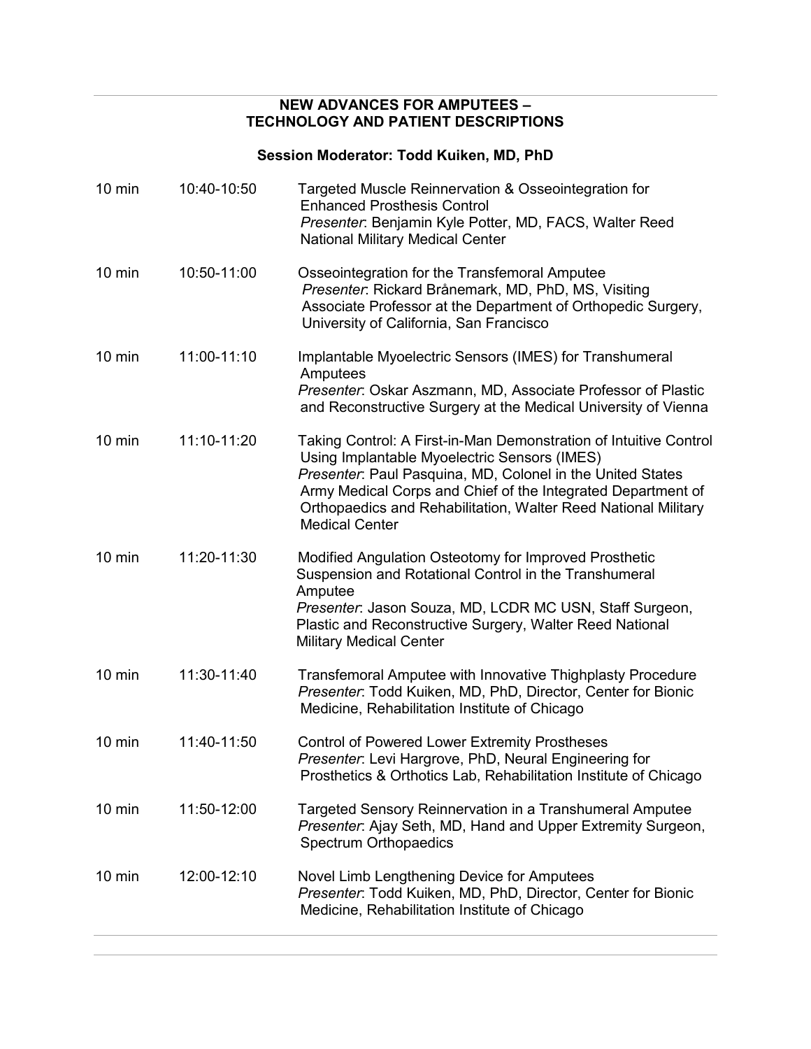## NEW ADVANCES FOR AMPUTEES – TECHNOLOGY AND PATIENT DESCRIPTIONS

### Session Moderator: Todd Kuiken, MD, PhD

| | | |
|---|---|---|
| 10 min | 10:40-10:50 | Targeted Muscle Reinnervation & Osseointegration for Enhanced Prosthesis Control<br>*Presenter*: Benjamin Kyle Potter, MD, FACS, Walter Reed National Military Medical Center |
| 10 min | 10:50-11:00 | Osseointegration for the Transfemoral Amputee<br>*Presenter*: Rickard Brånemark, MD, PhD, MS, Visiting Associate Professor at the Department of Orthopedic Surgery, University of California, San Francisco |
| 10 min | 11:00-11:10 | Implantable Myoelectric Sensors (IMES) for Transhumeral Amputees<br>*Presenter*: Oskar Aszmann, MD, Associate Professor of Plastic and Reconstructive Surgery at the Medical University of Vienna |
| 10 min | 11:10-11:20 | Taking Control: A First-in-Man Demonstration of Intuitive Control Using Implantable Myoelectric Sensors (IMES)<br>*Presenter*: Paul Pasquina, MD, Colonel in the United States Army Medical Corps and Chief of the Integrated Department of Orthopaedics and Rehabilitation, Walter Reed National Military Medical Center |
| 10 min | 11:20-11:30 | Modified Angulation Osteotomy for Improved Prosthetic Suspension and Rotational Control in the Transhumeral Amputee<br>*Presenter*: Jason Souza, MD, LCDR MC USN, Staff Surgeon, Plastic and Reconstructive Surgery, Walter Reed National Military Medical Center |
| 10 min | 11:30-11:40 | Transfemoral Amputee with Innovative Thighplasty Procedure<br>*Presenter*: Todd Kuiken, MD, PhD, Director, Center for Bionic Medicine, Rehabilitation Institute of Chicago |
| 10 min | 11:40-11:50 | Control of Powered Lower Extremity Prostheses<br>*Presenter*: Levi Hargrove, PhD, Neural Engineering for Prosthetics & Orthotics Lab, Rehabilitation Institute of Chicago |
| 10 min | 11:50-12:00 | Targeted Sensory Reinnervation in a Transhumeral Amputee<br>*Presenter*: Ajay Seth, MD, Hand and Upper Extremity Surgeon, Spectrum Orthopaedics |
| 10 min | 12:00-12:10 | Novel Limb Lengthening Device for Amputees<br>*Presenter*: Todd Kuiken, MD, PhD, Director, Center for Bionic Medicine, Rehabilitation Institute of Chicago |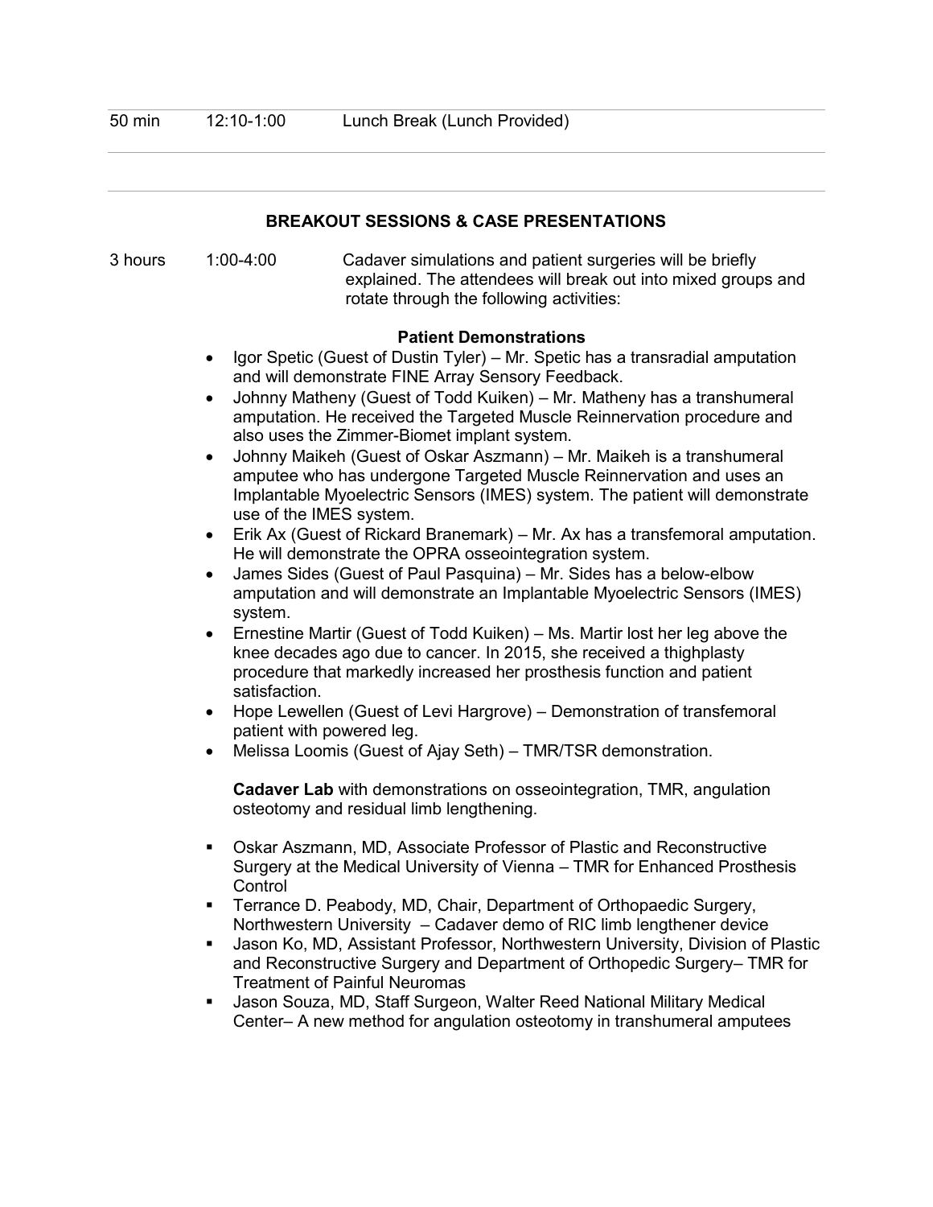| | | |
|---|---|---|
| 50 min | 12:10-1:00 | Lunch Break (Lunch Provided) |

**BREAKOUT SESSIONS & CASE PRESENTATIONS**

| | | |
|---|---|---|
| 3 hours | 1:00-4:00 | Cadaver simulations and patient surgeries will be briefly explained. The attendees will break out into mixed groups and rotate through the following activities: |

**Patient Demonstrations**

- Igor Spetic (Guest of Dustin Tyler) – Mr. Spetic has a transradial amputation and will demonstrate FINE Array Sensory Feedback.
- Johnny Matheny (Guest of Todd Kuiken) – Mr. Matheny has a transhumeral amputation. He received the Targeted Muscle Reinnervation procedure and also uses the Zimmer-Biomet implant system.
- Johnny Maikeh (Guest of Oskar Aszmann) – Mr. Maikeh is a transhumeral amputee who has undergone Targeted Muscle Reinnervation and uses an Implantable Myoelectric Sensors (IMES) system. The patient will demonstrate use of the IMES system.
- Erik Ax (Guest of Rickard Branemark) – Mr. Ax has a transfemoral amputation. He will demonstrate the OPRA osseointegration system.
- James Sides (Guest of Paul Pasquina) – Mr. Sides has a below-elbow amputation and will demonstrate an Implantable Myoelectric Sensors (IMES) system.
- Ernestine Martir (Guest of Todd Kuiken) – Ms. Martir lost her leg above the knee decades ago due to cancer. In 2015, she received a thighplasty procedure that markedly increased her prosthesis function and patient satisfaction.
- Hope Lewellen (Guest of Levi Hargrove) – Demonstration of transfemoral patient with powered leg.
- Melissa Loomis (Guest of Ajay Seth) – TMR/TSR demonstration.

**Cadaver Lab** with demonstrations on osseointegration, TMR, angulation osteotomy and residual limb lengthening.

- Oskar Aszmann, MD, Associate Professor of Plastic and Reconstructive Surgery at the Medical University of Vienna – TMR for Enhanced Prosthesis Control
- Terrance D. Peabody, MD, Chair, Department of Orthopaedic Surgery, Northwestern University – Cadaver demo of RIC limb lengthener device
- Jason Ko, MD, Assistant Professor, Northwestern University, Division of Plastic and Reconstructive Surgery and Department of Orthopedic Surgery– TMR for Treatment of Painful Neuromas
- Jason Souza, MD, Staff Surgeon, Walter Reed National Military Medical Center– A new method for angulation osteotomy in transhumeral amputees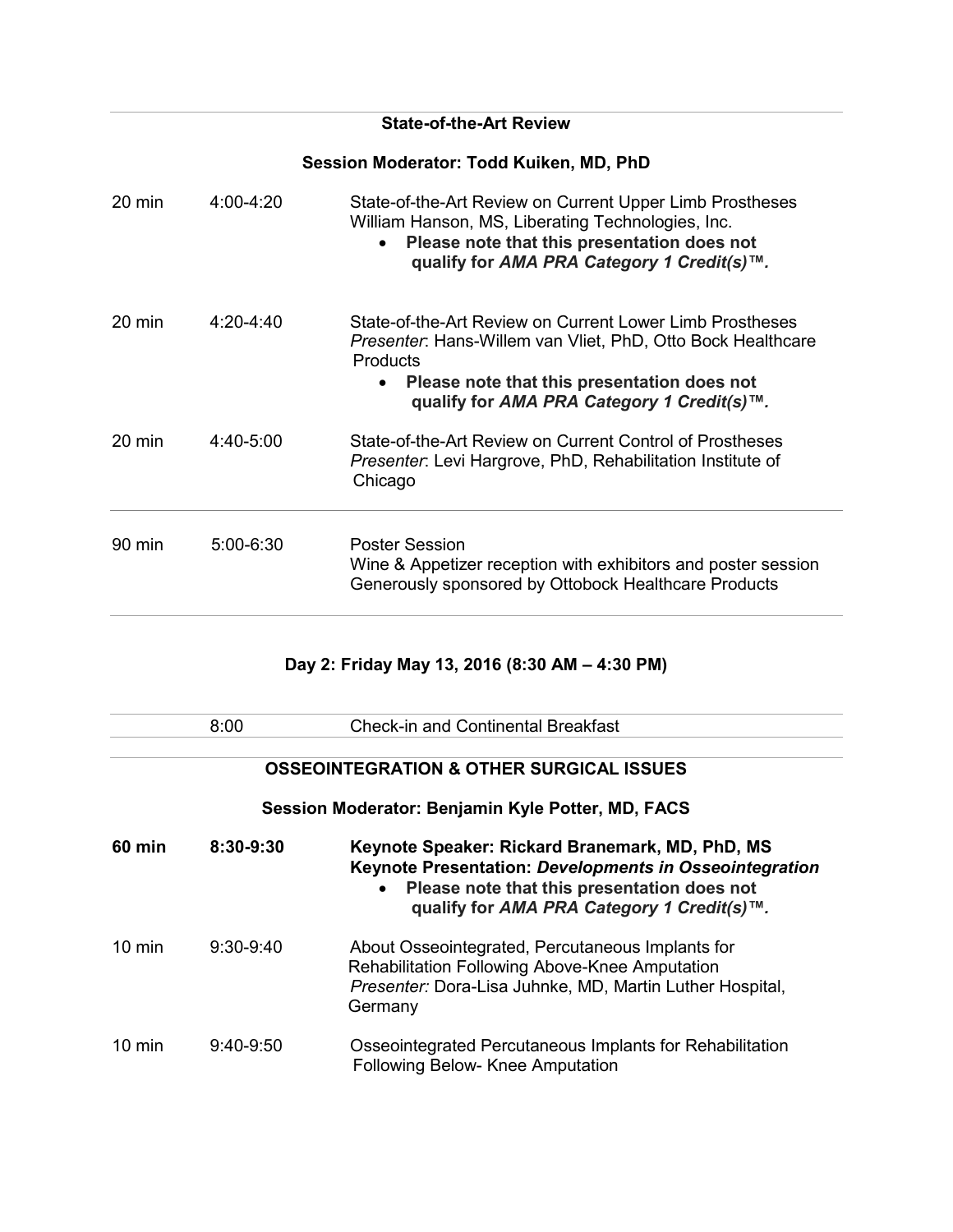### State-of-the-Art Review

**Session Moderator: Todd Kuiken, MD, PhD**

| | | |
|---|---|---|
| 20 min | 4:00-4:20 | State-of-the-Art Review on Current Upper Limb Prostheses<br>William Hanson, MS, Liberating Technologies, Inc.<br>• **Please note that this presentation does not qualify for *AMA PRA Category 1 Credit(s)™.*** |
| 20 min | 4:20-4:40 | State-of-the-Art Review on Current Lower Limb Prostheses<br>*Presenter*: Hans-Willem van Vliet, PhD, Otto Bock Healthcare Products<br>• **Please note that this presentation does not qualify for *AMA PRA Category 1 Credit(s)™.*** |
| 20 min | 4:40-5:00 | State-of-the-Art Review on Current Control of Prostheses<br>*Presenter*: Levi Hargrove, PhD, Rehabilitation Institute of Chicago |
| 90 min | 5:00-6:30 | Poster Session<br>Wine & Appetizer reception with exhibitors and poster session<br>Generously sponsored by Ottobock Healthcare Products |

## Day 2: Friday May 13, 2016 (8:30 AM – 4:30 PM)

| | | |
|---|---|---|
| | 8:00 | Check-in and Continental Breakfast |

### OSSEOINTEGRATION & OTHER SURGICAL ISSUES

**Session Moderator: Benjamin Kyle Potter, MD, FACS**

| | | |
|---|---|---|
| **60 min** | **8:30-9:30** | **Keynote Speaker: Rickard Branemark, MD, PhD, MS**<br>**Keynote Presentation: *Developments in Osseointegration***<br>• **Please note that this presentation does not qualify for *AMA PRA Category 1 Credit(s)™.*** |
| 10 min | 9:30-9:40 | About Osseointegrated, Percutaneous Implants for Rehabilitation Following Above-Knee Amputation<br>*Presenter:* Dora-Lisa Juhnke, MD, Martin Luther Hospital, Germany |
| 10 min | 9:40-9:50 | Osseointegrated Percutaneous Implants for Rehabilitation Following Below- Knee Amputation |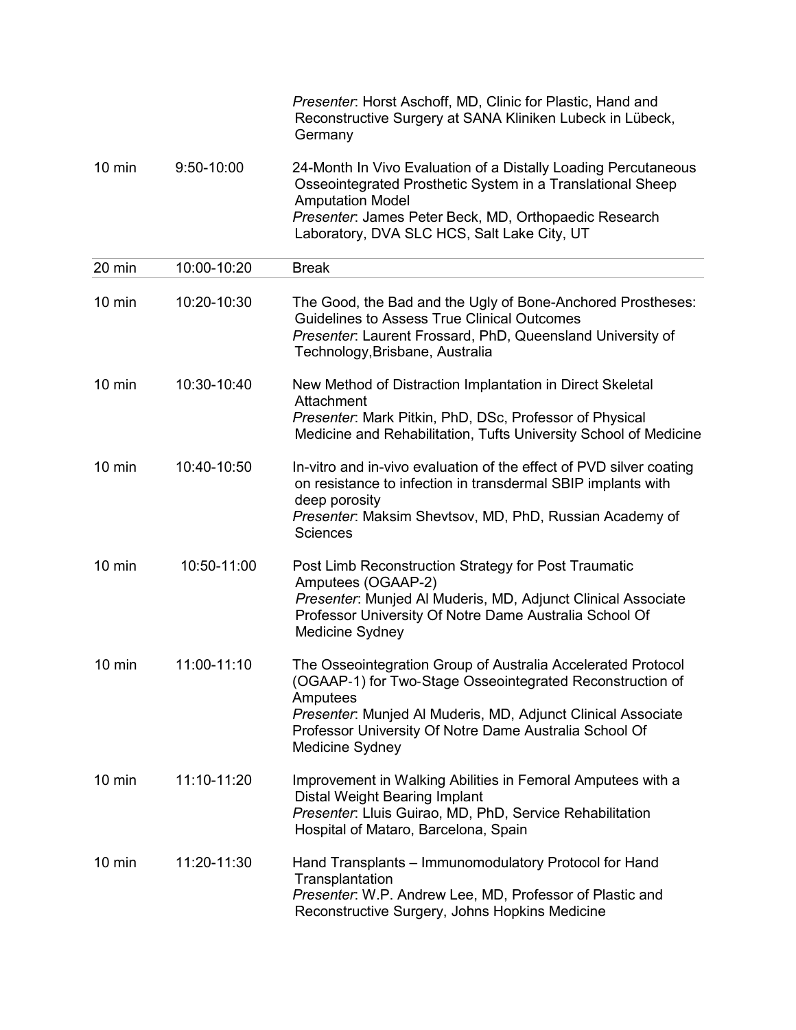| | | |
|---|---|---|
| | | *Presenter*: Horst Aschoff, MD, Clinic for Plastic, Hand and Reconstructive Surgery at SANA Kliniken Lubeck in Lübeck, Germany |
| 10 min | 9:50-10:00 | 24-Month In Vivo Evaluation of a Distally Loading Percutaneous Osseointegrated Prosthetic System in a Translational Sheep Amputation Model<br>*Presenter*: James Peter Beck, MD, Orthopaedic Research Laboratory, DVA SLC HCS, Salt Lake City, UT |
| 20 min | 10:00-10:20 | Break |
| 10 min | 10:20-10:30 | The Good, the Bad and the Ugly of Bone-Anchored Prostheses: Guidelines to Assess True Clinical Outcomes<br>*Presenter*: Laurent Frossard, PhD, Queensland University of Technology,Brisbane, Australia |
| 10 min | 10:30-10:40 | New Method of Distraction Implantation in Direct Skeletal Attachment<br>*Presenter*: Mark Pitkin, PhD, DSc, Professor of Physical Medicine and Rehabilitation, Tufts University School of Medicine |
| 10 min | 10:40-10:50 | In-vitro and in-vivo evaluation of the effect of PVD silver coating on resistance to infection in transdermal SBIP implants with deep porosity<br>*Presenter*: Maksim Shevtsov, MD, PhD, Russian Academy of Sciences |
| 10 min | 10:50-11:00 | Post Limb Reconstruction Strategy for Post Traumatic Amputees (OGAAP-2)<br>*Presenter*: Munjed Al Muderis, MD, Adjunct Clinical Associate Professor University Of Notre Dame Australia School Of Medicine Sydney |
| 10 min | 11:00-11:10 | The Osseointegration Group of Australia Accelerated Protocol (OGAAP-1) for Two-Stage Osseointegrated Reconstruction of Amputees<br>*Presenter*: Munjed Al Muderis, MD, Adjunct Clinical Associate Professor University Of Notre Dame Australia School Of Medicine Sydney |
| 10 min | 11:10-11:20 | Improvement in Walking Abilities in Femoral Amputees with a Distal Weight Bearing Implant<br>*Presenter*: Lluis Guirao, MD, PhD, Service Rehabilitation Hospital of Mataro, Barcelona, Spain |
| 10 min | 11:20-11:30 | Hand Transplants – Immunomodulatory Protocol for Hand Transplantation<br>*Presenter*: W.P. Andrew Lee, MD, Professor of Plastic and Reconstructive Surgery, Johns Hopkins Medicine |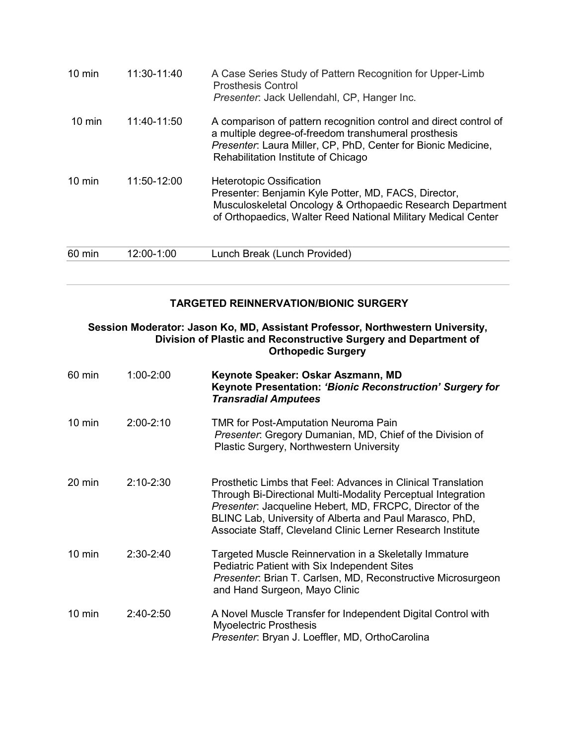| | | |
|---|---|---|
| 10 min | 11:30-11:40 | A Case Series Study of Pattern Recognition for Upper-Limb Prosthesis Control<br>*Presenter*: Jack Uellendahl, CP, Hanger Inc. |
| 10 min | 11:40-11:50 | A comparison of pattern recognition control and direct control of a multiple degree-of-freedom transhumeral prosthesis<br>*Presenter*: Laura Miller, CP, PhD, Center for Bionic Medicine, Rehabilitation Institute of Chicago |
| 10 min | 11:50-12:00 | Heterotopic Ossification<br>Presenter: Benjamin Kyle Potter, MD, FACS, Director, Musculoskeletal Oncology & Orthopaedic Research Department of Orthopaedics, Walter Reed National Military Medical Center |
| 60 min | 12:00-1:00 | Lunch Break (Lunch Provided) |

## TARGETED REINNERVATION/BIONIC SURGERY

**Session Moderator: Jason Ko, MD, Assistant Professor, Northwestern University, Division of Plastic and Reconstructive Surgery and Department of Orthopedic Surgery**

| | | |
|---|---|---|
| 60 min | 1:00-2:00 | **Keynote Speaker: Oskar Aszmann, MD**<br>**Keynote Presentation: *'Bionic Reconstruction' Surgery for Transradial Amputees*** |
| 10 min | 2:00-2:10 | TMR for Post-Amputation Neuroma Pain<br>*Presenter*: Gregory Dumanian, MD, Chief of the Division of Plastic Surgery, Northwestern University |
| 20 min | 2:10-2:30 | Prosthetic Limbs that Feel: Advances in Clinical Translation Through Bi-Directional Multi-Modality Perceptual Integration<br>*Presenter*: Jacqueline Hebert, MD, FRCPC, Director of the BLINC Lab, University of Alberta and Paul Marasco, PhD, Associate Staff, Cleveland Clinic Lerner Research Institute |
| 10 min | 2:30-2:40 | Targeted Muscle Reinnervation in a Skeletally Immature Pediatric Patient with Six Independent Sites<br>*Presenter*: Brian T. Carlsen, MD, Reconstructive Microsurgeon and Hand Surgeon, Mayo Clinic |
| 10 min | 2:40-2:50 | A Novel Muscle Transfer for Independent Digital Control with Myoelectric Prosthesis<br>*Presenter*: Bryan J. Loeffler, MD, OrthoCarolina |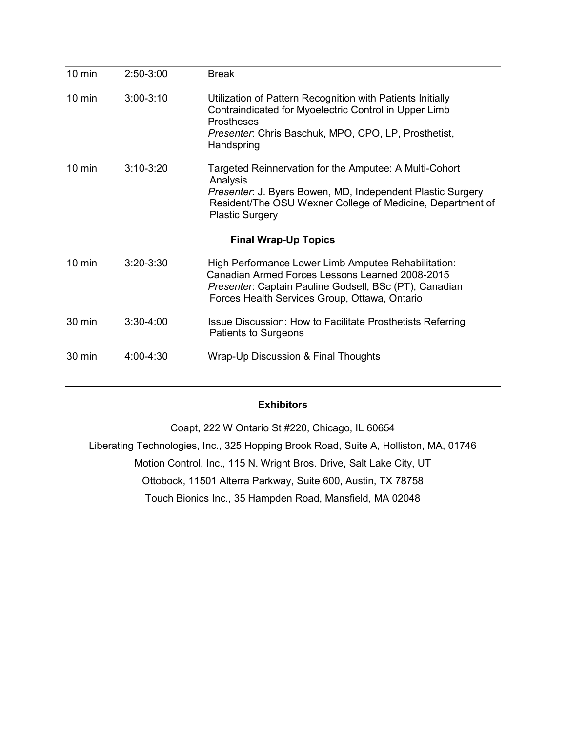| | | |
|---|---|---|
| 10 min | 2:50-3:00 | Break |
| 10 min | 3:00-3:10 | Utilization of Pattern Recognition with Patients Initially Contraindicated for Myoelectric Control in Upper Limb Prostheses<br>*Presenter*: Chris Baschuk, MPO, CPO, LP, Prosthetist, Handspring |
| 10 min | 3:10-3:20 | Targeted Reinnervation for the Amputee: A Multi-Cohort Analysis<br>*Presenter*: J. Byers Bowen, MD, Independent Plastic Surgery Resident/The OSU Wexner College of Medicine, Department of Plastic Surgery |
| | | **Final Wrap-Up Topics** |
| 10 min | 3:20-3:30 | High Performance Lower Limb Amputee Rehabilitation: Canadian Armed Forces Lessons Learned 2008-2015<br>*Presenter*: Captain Pauline Godsell, BSc (PT), Canadian Forces Health Services Group, Ottawa, Ontario |
| 30 min | 3:30-4:00 | Issue Discussion: How to Facilitate Prosthetists Referring Patients to Surgeons |
| 30 min | 4:00-4:30 | Wrap-Up Discussion & Final Thoughts |

## Exhibitors

Coapt, 222 W Ontario St #220, Chicago, IL 60654

Liberating Technologies, Inc., 325 Hopping Brook Road, Suite A, Holliston, MA, 01746

Motion Control, Inc., 115 N. Wright Bros. Drive, Salt Lake City, UT

Ottobock, 11501 Alterra Parkway, Suite 600, Austin, TX 78758

Touch Bionics Inc., 35 Hampden Road, Mansfield, MA 02048